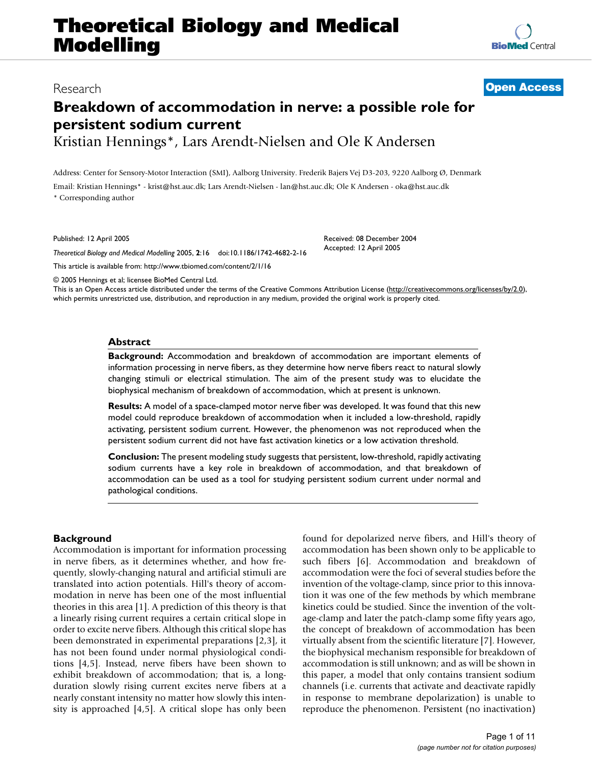Research **Open Access**

# Breakdown of accommodation in nerve: a possible role for persistent sodium current

Kristian Hennings*, Lars Arendt-Nielsen and Ole K Andersen

Address: Center for Sensory-Motor Interaction (SMI), Aalborg University. Frederik Bajers Vej D3-203, 9220 Aalborg Ø, Denmark

Email: Kristian Hennings* - krist@hst.auc.dk; Lars Arendt-Nielsen - lan@hst.auc.dk; Ole K Andersen - oka@hst.auc.dk

* Corresponding author

Published: 12 April 2005

*Theoretical Biology and Medical Modelling* 2005, **2**:16 doi:10.1186/1742-4682-2-16

Received: 08 December 2004
Accepted: 12 April 2005

This article is available from: http://www.tbiomed.com/content/2/1/16

© 2005 Hennings et al; licensee BioMed Central Ltd.
This is an Open Access article distributed under the terms of the Creative Commons Attribution License (http://creativecommons.org/licenses/by/2.0), which permits unrestricted use, distribution, and reproduction in any medium, provided the original work is properly cited.

## Abstract

**Background:** Accommodation and breakdown of accommodation are important elements of information processing in nerve fibers, as they determine how nerve fibers react to natural slowly changing stimuli or electrical stimulation. The aim of the present study was to elucidate the biophysical mechanism of breakdown of accommodation, which at present is unknown.

**Results:** A model of a space-clamped motor nerve fiber was developed. It was found that this new model could reproduce breakdown of accommodation when it included a low-threshold, rapidly activating, persistent sodium current. However, the phenomenon was not reproduced when the persistent sodium current did not have fast activation kinetics or a low activation threshold.

**Conclusion:** The present modeling study suggests that persistent, low-threshold, rapidly activating sodium currents have a key role in breakdown of accommodation, and that breakdown of accommodation can be used as a tool for studying persistent sodium current under normal and pathological conditions.

## Background

Accommodation is important for information processing in nerve fibers, as it determines whether, and how frequently, slowly-changing natural and artificial stimuli are translated into action potentials. Hill's theory of accommodation in nerve has been one of the most influential theories in this area [1]. A prediction of this theory is that a linearly rising current requires a certain critical slope in order to excite nerve fibers. Although this critical slope has been demonstrated in experimental preparations [2,3], it has not been found under normal physiological conditions [4,5]. Instead, nerve fibers have been shown to exhibit breakdown of accommodation; that is, a long-duration slowly rising current excites nerve fibers at a nearly constant intensity no matter how slowly this intensity is approached [4,5]. A critical slope has only been found for depolarized nerve fibers, and Hill's theory of accommodation has been shown only to be applicable to such fibers [6]. Accommodation and breakdown of accommodation were the foci of several studies before the invention of the voltage-clamp, since prior to this innovation it was one of the few methods by which membrane kinetics could be studied. Since the invention of the voltage-clamp and later the patch-clamp some fifty years ago, the concept of breakdown of accommodation has been virtually absent from the scientific literature [7]. However, the biophysical mechanism responsible for breakdown of accommodation is still unknown; and as will be shown in this paper, a model that only contains transient sodium channels (i.e. currents that activate and deactivate rapidly in response to membrane depolarization) is unable to reproduce the phenomenon. Persistent (no inactivation)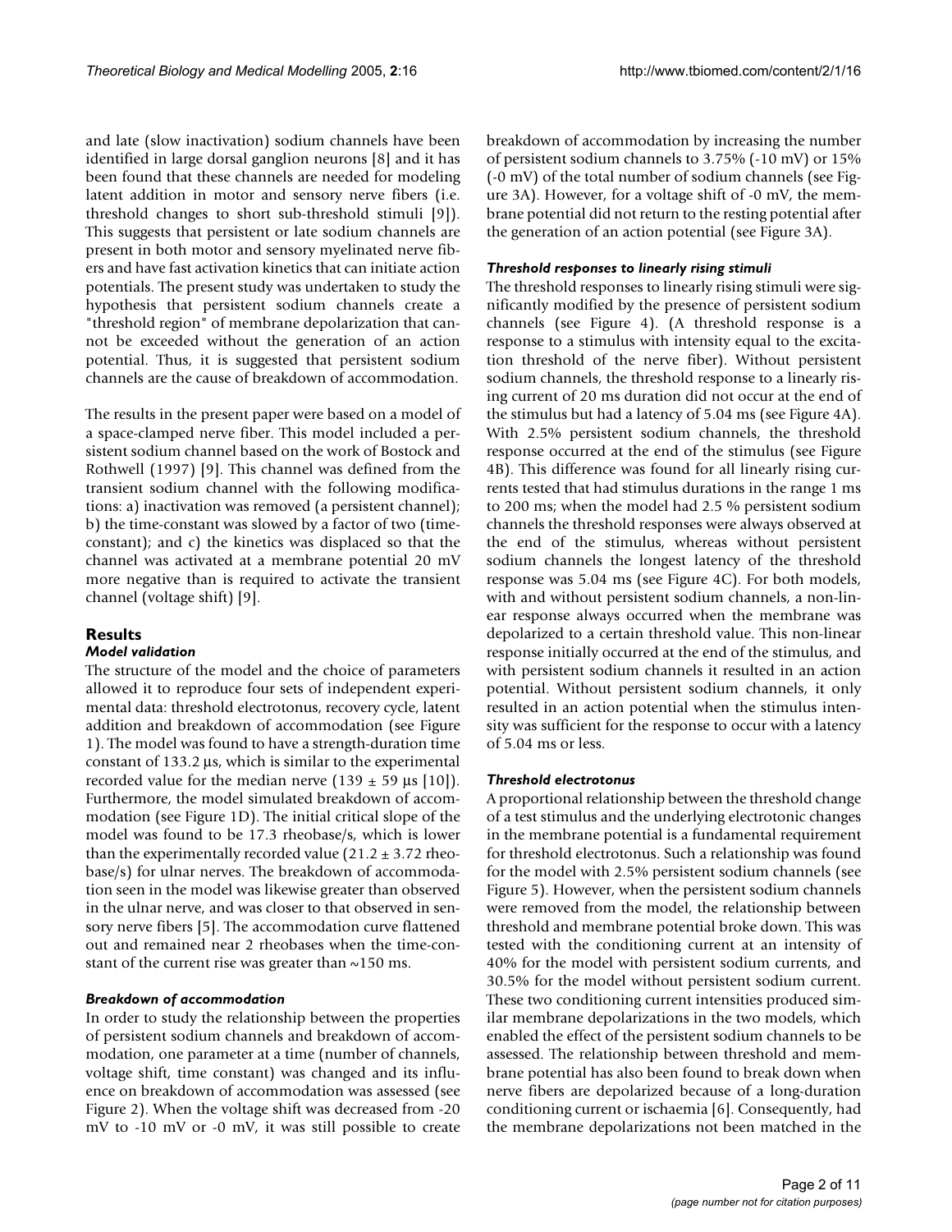and late (slow inactivation) sodium channels have been identified in large dorsal ganglion neurons [8] and it has been found that these channels are needed for modeling latent addition in motor and sensory nerve fibers (i.e. threshold changes to short sub-threshold stimuli [9]). This suggests that persistent or late sodium channels are present in both motor and sensory myelinated nerve fibers and have fast activation kinetics that can initiate action potentials. The present study was undertaken to study the hypothesis that persistent sodium channels create a "threshold region" of membrane depolarization that cannot be exceeded without the generation of an action potential. Thus, it is suggested that persistent sodium channels are the cause of breakdown of accommodation.

The results in the present paper were based on a model of a space-clamped nerve fiber. This model included a persistent sodium channel based on the work of Bostock and Rothwell (1997) [9]. This channel was defined from the transient sodium channel with the following modifications: a) inactivation was removed (a persistent channel); b) the time-constant was slowed by a factor of two (time-constant); and c) the kinetics was displaced so that the channel was activated at a membrane potential 20 mV more negative than is required to activate the transient channel (voltage shift) [9].

## Results

### *Model validation*

The structure of the model and the choice of parameters allowed it to reproduce four sets of independent experimental data: threshold electrotonus, recovery cycle, latent addition and breakdown of accommodation (see Figure 1). The model was found to have a strength-duration time constant of 133.2 μs, which is similar to the experimental recorded value for the median nerve (139 ± 59 μs [10]). Furthermore, the model simulated breakdown of accommodation (see Figure 1D). The initial critical slope of the model was found to be 17.3 rheobase/s, which is lower than the experimentally recorded value (21.2 ± 3.72 rheobase/s) for ulnar nerves. The breakdown of accommodation seen in the model was likewise greater than observed in the ulnar nerve, and was closer to that observed in sensory nerve fibers [5]. The accommodation curve flattened out and remained near 2 rheobases when the time-constant of the current rise was greater than ~150 ms.

### *Breakdown of accommodation*

In order to study the relationship between the properties of persistent sodium channels and breakdown of accommodation, one parameter at a time (number of channels, voltage shift, time constant) was changed and its influence on breakdown of accommodation was assessed (see Figure 2). When the voltage shift was decreased from -20 mV to -10 mV or -0 mV, it was still possible to create breakdown of accommodation by increasing the number of persistent sodium channels to 3.75% (-10 mV) or 15% (-0 mV) of the total number of sodium channels (see Figure 3A). However, for a voltage shift of -0 mV, the membrane potential did not return to the resting potential after the generation of an action potential (see Figure 3A).

### *Threshold responses to linearly rising stimuli*

The threshold responses to linearly rising stimuli were significantly modified by the presence of persistent sodium channels (see Figure 4). (A threshold response is a response to a stimulus with intensity equal to the excitation threshold of the nerve fiber). Without persistent sodium channels, the threshold response to a linearly rising current of 20 ms duration did not occur at the end of the stimulus but had a latency of 5.04 ms (see Figure 4A). With 2.5% persistent sodium channels, the threshold response occurred at the end of the stimulus (see Figure 4B). This difference was found for all linearly rising currents tested that had stimulus durations in the range 1 ms to 200 ms; when the model had 2.5 % persistent sodium channels the threshold responses were always observed at the end of the stimulus, whereas without persistent sodium channels the longest latency of the threshold response was 5.04 ms (see Figure 4C). For both models, with and without persistent sodium channels, a non-linear response always occurred when the membrane was depolarized to a certain threshold value. This non-linear response initially occurred at the end of the stimulus, and with persistent sodium channels it resulted in an action potential. Without persistent sodium channels, it only resulted in an action potential when the stimulus intensity was sufficient for the response to occur with a latency of 5.04 ms or less.

### *Threshold electrotonus*

A proportional relationship between the threshold change of a test stimulus and the underlying electrotonic changes in the membrane potential is a fundamental requirement for threshold electrotonus. Such a relationship was found for the model with 2.5% persistent sodium channels (see Figure 5). However, when the persistent sodium channels were removed from the model, the relationship between threshold and membrane potential broke down. This was tested with the conditioning current at an intensity of 40% for the model with persistent sodium currents, and 30.5% for the model without persistent sodium current. These two conditioning current intensities produced similar membrane depolarizations in the two models, which enabled the effect of the persistent sodium channels to be assessed. The relationship between threshold and membrane potential has also been found to break down when nerve fibers are depolarized because of a long-duration conditioning current or ischaemia [6]. Consequently, had the membrane depolarizations not been matched in the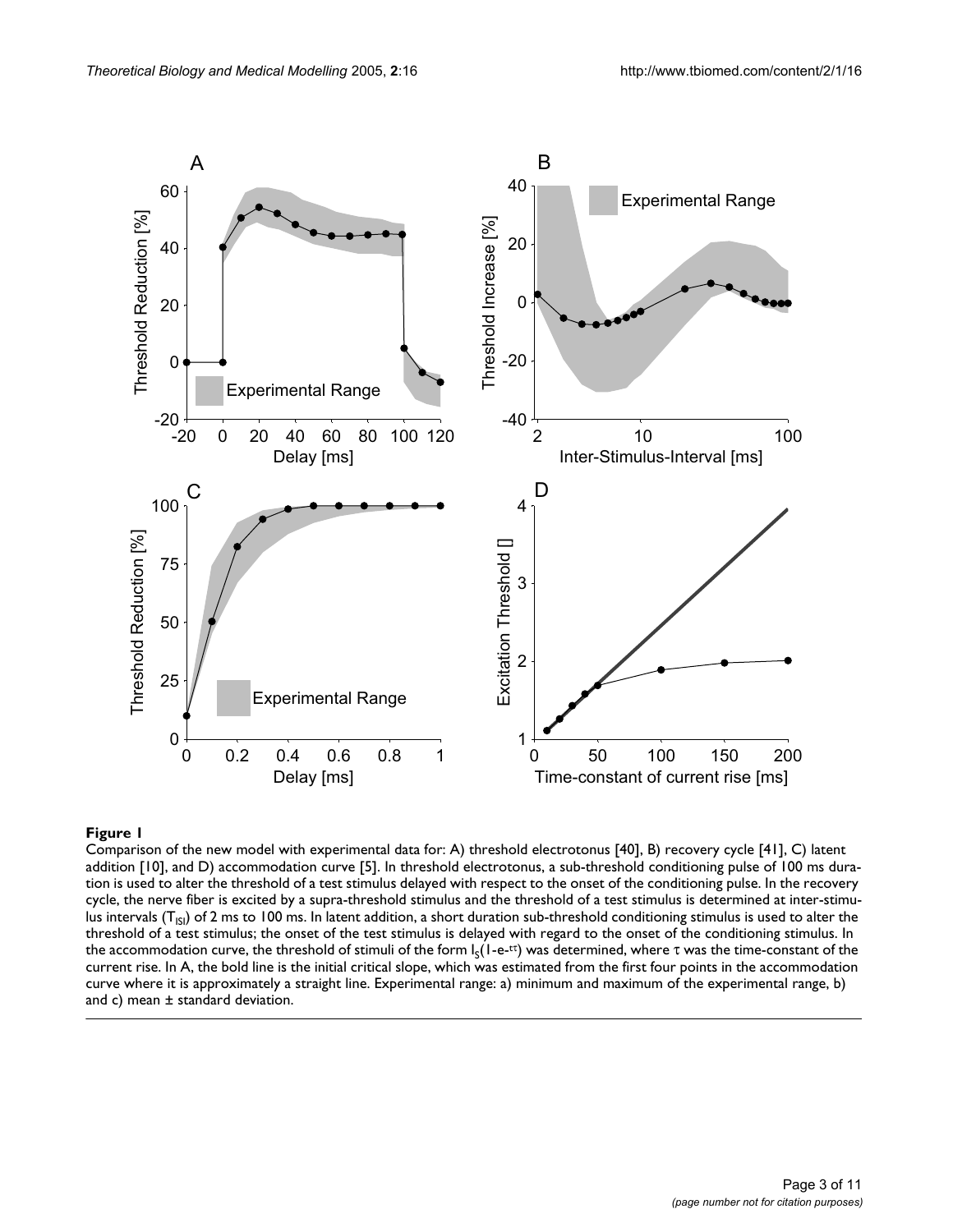**Figure 1**

Comparison of the new model with experimental data for: A) threshold electrotonus [40], B) recovery cycle [41], C) latent addition [10], and D) accommodation curve [5]. In threshold electrotonus, a sub-threshold conditioning pulse of 100 ms duration is used to alter the threshold of a test stimulus delayed with respect to the onset of the conditioning pulse. In the recovery cycle, the nerve fiber is excited by a supra-threshold stimulus and the threshold of a test stimulus is determined at inter-stimulus intervals ($T_{ISI}$) of 2 ms to 100 ms. In latent addition, a short duration sub-threshold conditioning stimulus is used to alter the threshold of a test stimulus; the onset of the test stimulus is delayed with regard to the onset of the conditioning stimulus. In the accommodation curve, the threshold of stimuli of the form $I_S(1\text{-}e^{-t\tau})$ was determined, where $\tau$ was the time-constant of the current rise. In A, the bold line is the initial critical slope, which was estimated from the first four points in the accommodation curve where it is approximately a straight line. Experimental range: a) minimum and maximum of the experimental range, b) and c) mean ± standard deviation.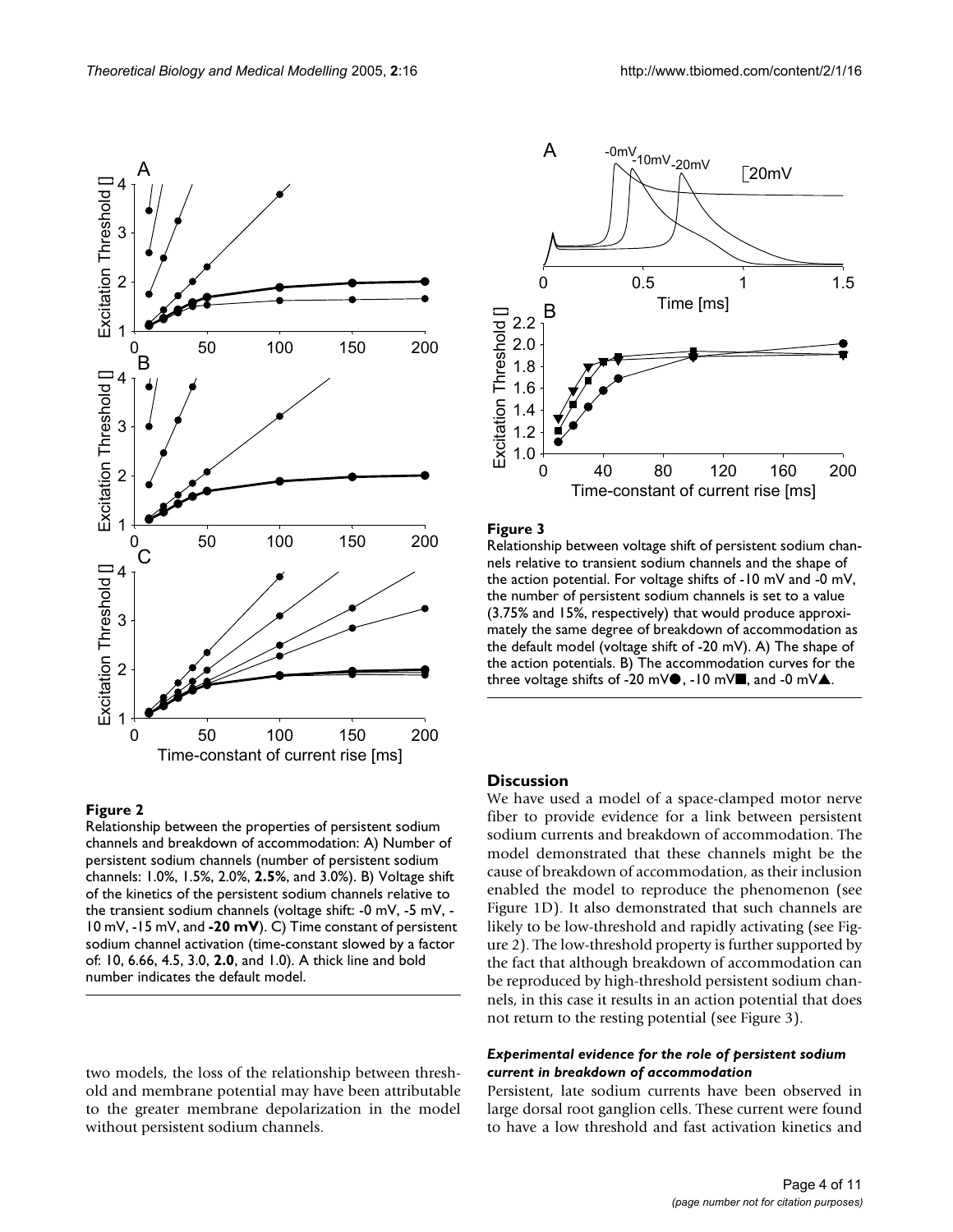**Figure 2**

Relationship between the properties of persistent sodium channels and breakdown of accommodation: A) Number of persistent sodium channels (number of persistent sodium channels: 1.0%, 1.5%, 2.0%, **2.5%**, and 3.0%). B) Voltage shift of the kinetics of the persistent sodium channels relative to the transient sodium channels (voltage shift: -0 mV, -5 mV, -10 mV, -15 mV, and **-20 mV**). C) Time constant of persistent sodium channel activation (time-constant slowed by a factor of: 10, 6.66, 4.5, 3.0, **2.0**, and 1.0). A thick line and bold number indicates the default model.

**Figure 3**

Relationship between voltage shift of persistent sodium channels relative to transient sodium channels and the shape of the action potential. For voltage shifts of -10 mV and -0 mV, the number of persistent sodium channels is set to a value (3.75% and 15%, respectively) that would produce approximately the same degree of breakdown of accommodation as the default model (voltage shift of -20 mV). A) The shape of the action potentials. B) The accommodation curves for the three voltage shifts of -20 mV●, -10 mV■, and -0 mV▲.

two models, the loss of the relationship between threshold and membrane potential may have been attributable to the greater membrane depolarization in the model without persistent sodium channels.

## Discussion

We have used a model of a space-clamped motor nerve fiber to provide evidence for a link between persistent sodium currents and breakdown of accommodation. The model demonstrated that these channels might be the cause of breakdown of accommodation, as their inclusion enabled the model to reproduce the phenomenon (see Figure 1D). It also demonstrated that such channels are likely to be low-threshold and rapidly activating (see Figure 2). The low-threshold property is further supported by the fact that although breakdown of accommodation can be reproduced by high-threshold persistent sodium channels, in this case it results in an action potential that does not return to the resting potential (see Figure 3).

### *Experimental evidence for the role of persistent sodium current in breakdown of accommodation*

Persistent, late sodium currents have been observed in large dorsal root ganglion cells. These current were found to have a low threshold and fast activation kinetics and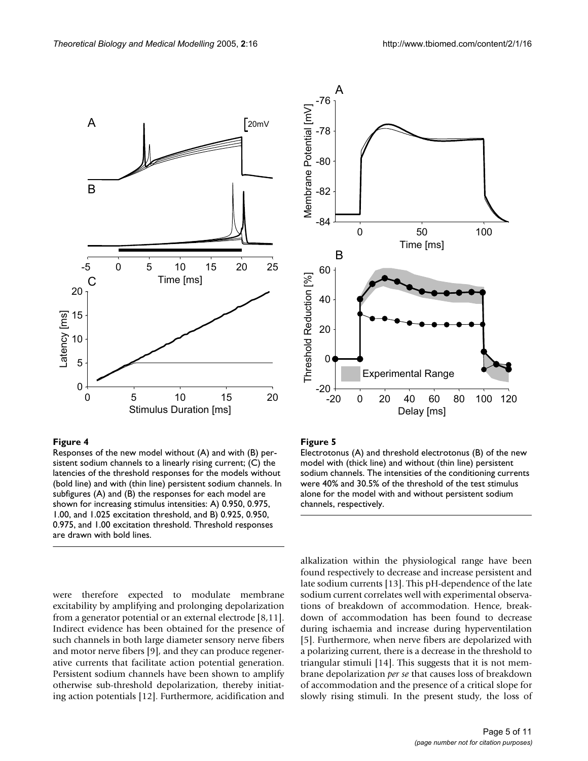**Figure 4**

Responses of the new model without (A) and with (B) persistent sodium channels to a linearly rising current; (C) the latencies of the threshold responses for the models without (bold line) and with (thin line) persistent sodium channels. In subfigures (A) and (B) the responses for each model are shown for increasing stimulus intensities: A) 0.950, 0.975, 1.00, and 1.025 excitation threshold, and B) 0.925, 0.950, 0.975, and 1.00 excitation threshold. Threshold responses are drawn with bold lines.

**Figure 5**

Electrotonus (A) and threshold electrotonus (B) of the new model with (thick line) and without (thin line) persistent sodium channels. The intensities of the conditioning currents were 40% and 30.5% of the threshold of the test stimulus alone for the model with and without persistent sodium channels, respectively.

were therefore expected to modulate membrane excitability by amplifying and prolonging depolarization from a generator potential or an external electrode [8,11]. Indirect evidence has been obtained for the presence of such channels in both large diameter sensory nerve fibers and motor nerve fibers [9], and they can produce regenerative currents that facilitate action potential generation. Persistent sodium channels have been shown to amplify otherwise sub-threshold depolarization, thereby initiating action potentials [12]. Furthermore, acidification and alkalization within the physiological range have been found respectively to decrease and increase persistent and late sodium currents [13]. This pH-dependence of the late sodium current correlates well with experimental observations of breakdown of accommodation. Hence, breakdown of accommodation has been found to decrease during ischaemia and increase during hyperventilation [5]. Furthermore, when nerve fibers are depolarized with a polarizing current, there is a decrease in the threshold to triangular stimuli [14]. This suggests that it is not membrane depolarization *per se* that causes loss of breakdown of accommodation and the presence of a critical slope for slowly rising stimuli. In the present study, the loss of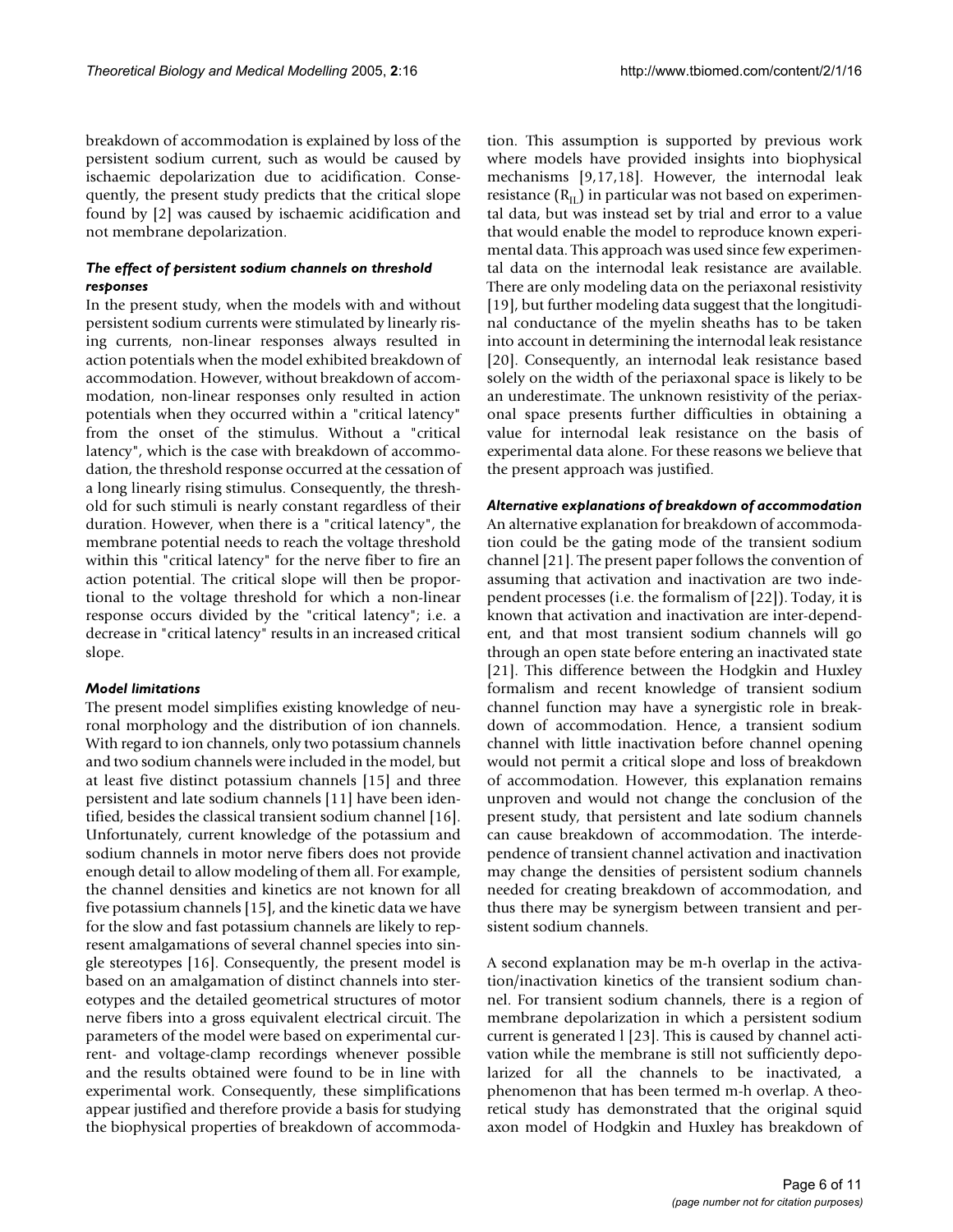breakdown of accommodation is explained by loss of the persistent sodium current, such as would be caused by ischaemic depolarization due to acidification. Consequently, the present study predicts that the critical slope found by [2] was caused by ischaemic acidification and not membrane depolarization.

### *The effect of persistent sodium channels on threshold responses*

In the present study, when the models with and without persistent sodium currents were stimulated by linearly rising currents, non-linear responses always resulted in action potentials when the model exhibited breakdown of accommodation. However, without breakdown of accommodation, non-linear responses only resulted in action potentials when they occurred within a "critical latency" from the onset of the stimulus. Without a "critical latency", which is the case with breakdown of accommodation, the threshold response occurred at the cessation of a long linearly rising stimulus. Consequently, the threshold for such stimuli is nearly constant regardless of their duration. However, when there is a "critical latency", the membrane potential needs to reach the voltage threshold within this "critical latency" for the nerve fiber to fire an action potential. The critical slope will then be proportional to the voltage threshold for which a non-linear response occurs divided by the "critical latency"; i.e. a decrease in "critical latency" results in an increased critical slope.

### *Model limitations*

The present model simplifies existing knowledge of neuronal morphology and the distribution of ion channels. With regard to ion channels, only two potassium channels and two sodium channels were included in the model, but at least five distinct potassium channels [15] and three persistent and late sodium channels [11] have been identified, besides the classical transient sodium channel [16]. Unfortunately, current knowledge of the potassium and sodium channels in motor nerve fibers does not provide enough detail to allow modeling of them all. For example, the channel densities and kinetics are not known for all five potassium channels [15], and the kinetic data we have for the slow and fast potassium channels are likely to represent amalgamations of several channel species into single stereotypes [16]. Consequently, the present model is based on an amalgamation of distinct channels into stereotypes and the detailed geometrical structures of motor nerve fibers into a gross equivalent electrical circuit. The parameters of the model were based on experimental current- and voltage-clamp recordings whenever possible and the results obtained were found to be in line with experimental work. Consequently, these simplifications appear justified and therefore provide a basis for studying the biophysical properties of breakdown of accommodation. This assumption is supported by previous work where models have provided insights into biophysical mechanisms [9,17,18]. However, the internodal leak resistance ($R_{IL}$) in particular was not based on experimental data, but was instead set by trial and error to a value that would enable the model to reproduce known experimental data. This approach was used since few experimental data on the internodal leak resistance are available. There are only modeling data on the periaxonal resistivity [19], but further modeling data suggest that the longitudinal conductance of the myelin sheaths has to be taken into account in determining the internodal leak resistance [20]. Consequently, an internodal leak resistance based solely on the width of the periaxonal space is likely to be an underestimate. The unknown resistivity of the periaxonal space presents further difficulties in obtaining a value for internodal leak resistance on the basis of experimental data alone. For these reasons we believe that the present approach was justified.

### *Alternative explanations of breakdown of accommodation*

An alternative explanation for breakdown of accommodation could be the gating mode of the transient sodium channel [21]. The present paper follows the convention of assuming that activation and inactivation are two independent processes (i.e. the formalism of [22]). Today, it is known that activation and inactivation are inter-dependent, and that most transient sodium channels will go through an open state before entering an inactivated state [21]. This difference between the Hodgkin and Huxley formalism and recent knowledge of transient sodium channel function may have a synergistic role in breakdown of accommodation. Hence, a transient sodium channel with little inactivation before channel opening would not permit a critical slope and loss of breakdown of accommodation. However, this explanation remains unproven and would not change the conclusion of the present study, that persistent and late sodium channels can cause breakdown of accommodation. The interdependence of transient channel activation and inactivation may change the densities of persistent sodium channels needed for creating breakdown of accommodation, and thus there may be synergism between transient and persistent sodium channels.

A second explanation may be m-h overlap in the activation/inactivation kinetics of the transient sodium channel. For transient sodium channels, there is a region of membrane depolarization in which a persistent sodium current is generated l [23]. This is caused by channel activation while the membrane is still not sufficiently depolarized for all the channels to be inactivated, a phenomenon that has been termed m-h overlap. A theoretical study has demonstrated that the original squid axon model of Hodgkin and Huxley has breakdown of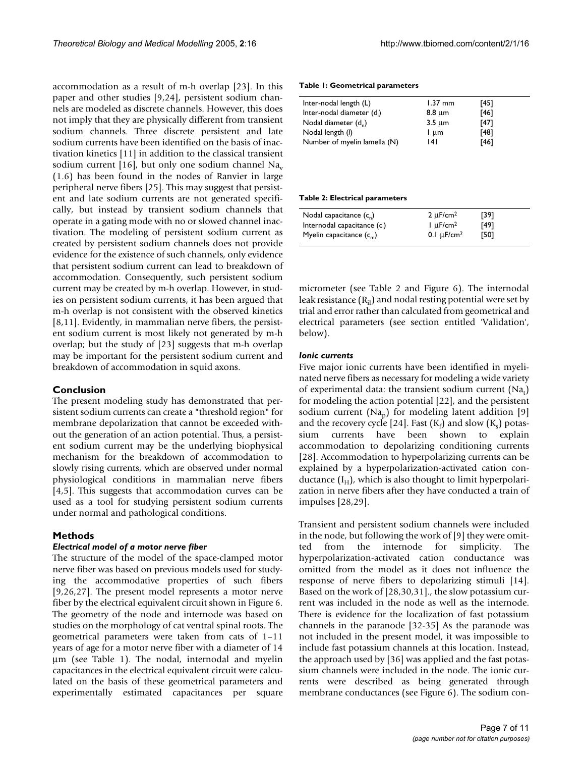accommodation as a result of m-h overlap [23]. In this paper and other studies [9,24], persistent sodium channels are modeled as discrete channels. However, this does not imply that they are physically different from transient sodium channels. Three discrete persistent and late sodium currents have been identified on the basis of inactivation kinetics [11] in addition to the classical transient sodium current [16], but only one sodium channel $Na_v$ (1.6) has been found in the nodes of Ranvier in large peripheral nerve fibers [25]. This may suggest that persistent and late sodium currents are not generated specifically, but instead by transient sodium channels that operate in a gating mode with no or slowed channel inactivation. The modeling of persistent sodium current as created by persistent sodium channels does not provide evidence for the existence of such channels, only evidence that persistent sodium current can lead to breakdown of accommodation. Consequently, such persistent sodium current may be created by m-h overlap. However, in studies on persistent sodium currents, it has been argued that m-h overlap is not consistent with the observed kinetics [8,11]. Evidently, in mammalian nerve fibers, the persistent sodium current is most likely not generated by m-h overlap; but the study of [23] suggests that m-h overlap may be important for the persistent sodium current and breakdown of accommodation in squid axons.

## Conclusion

The present modeling study has demonstrated that persistent sodium currents can create a "threshold region" for membrane depolarization that cannot be exceeded without the generation of an action potential. Thus, a persistent sodium current may be the underlying biophysical mechanism for the breakdown of accommodation to slowly rising currents, which are observed under normal physiological conditions in mammalian nerve fibers [4,5]. This suggests that accommodation curves can be used as a tool for studying persistent sodium currents under normal and pathological conditions.

## Methods

### *Electrical model of a motor nerve fiber*

The structure of the model of the space-clamped motor nerve fiber was based on previous models used for studying the accommodative properties of such fibers [9,26,27]. The present model represents a motor nerve fiber by the electrical equivalent circuit shown in Figure 6. The geometry of the node and internode was based on studies on the morphology of cat ventral spinal roots. The geometrical parameters were taken from cats of 1–11 years of age for a motor nerve fiber with a diameter of 14 μm (see Table 1). The nodal, internodal and myelin capacitances in the electrical equivalent circuit were calculated on the basis of these geometrical parameters and experimentally estimated capacitances per square micrometer (see Table 2 and Figure 6). The internodal leak resistance ($R_{il}$) and nodal resting potential were set by trial and error rather than calculated from geometrical and electrical parameters (see section entitled 'Validation', below).

**Table 1: Geometrical parameters**

| | | |
|---|---|---|
| Inter-nodal length (L) | 1.37 mm | [45] |
| Inter-nodal diameter ($d_i$) | 8.8 μm | [46] |
| Nodal diameter ($d_n$) | 3.5 μm | [47] |
| Nodal length ($l$) | 1 μm | [48] |
| Number of myelin lamella (N) | 141 | [46] |

**Table 2: Electrical parameters**

| | | |
|---|---|---|
| Nodal capacitance ($c_n$) | 2 μF/cm² | [39] |
| Internodal capacitance ($c_i$) | 1 μF/cm² | [49] |
| Myelin capacitance ($c_m$) | 0.1 μF/cm² | [50] |

### *Ionic currents*

Five major ionic currents have been identified in myelinated nerve fibers as necessary for modeling a wide variety of experimental data: the transient sodium current ($Na_t$) for modeling the action potential [22], and the persistent sodium current ($Na_p$) for modeling latent addition [9] and the recovery cycle [24]. Fast ($K_f$) and slow ($K_s$) potassium currents have been shown to explain accommodation to depolarizing conditioning currents [28]. Accommodation to hyperpolarizing currents can be explained by a hyperpolarization-activated cation conductance ($I_H$), which is also thought to limit hyperpolarization in nerve fibers after they have conducted a train of impulses [28,29].

Transient and persistent sodium channels were included in the node, but following the work of [9] they were omitted from the internode for simplicity. The hyperpolarization-activated cation conductance was omitted from the model as it does not influence the response of nerve fibers to depolarizing stimuli [14]. Based on the work of [28,30,31]., the slow potassium current was included in the node as well as the internode. There is evidence for the localization of fast potassium channels in the paranode [32-35] As the paranode was not included in the present model, it was impossible to include fast potassium channels at this location. Instead, the approach used by [36] was applied and the fast potassium channels were included in the node. The ionic currents were described as being generated through membrane conductances (see Figure 6). The sodium con-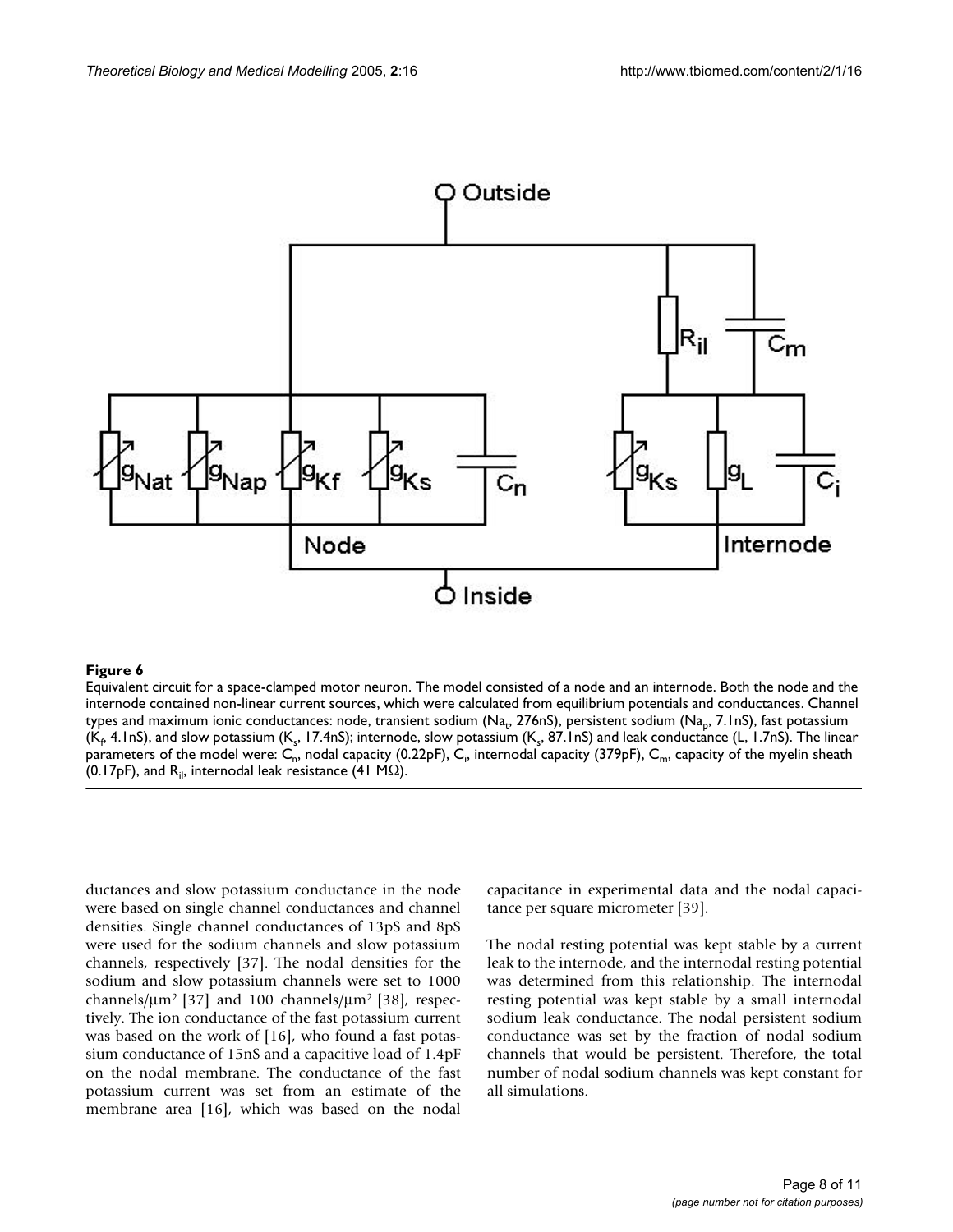**Figure 6**

Equivalent circuit for a space-clamped motor neuron. The model consisted of a node and an internode. Both the node and the internode contained non-linear current sources, which were calculated from equilibrium potentials and conductances. Channel types and maximum ionic conductances: node, transient sodium ($Na_t$, 276nS), persistent sodium ($Na_p$, 7.1nS), fast potassium ($K_f$, 4.1nS), and slow potassium ($K_s$, 17.4nS); internode, slow potassium ($K_s$, 87.1nS) and leak conductance (L, 1.7nS). The linear parameters of the model were: $C_n$, nodal capacity (0.22pF), $C_i$, internodal capacity (379pF), $C_m$, capacity of the myelin sheath (0.17pF), and $R_{il}$, internodal leak resistance (41 MΩ).

ductances and slow potassium conductance in the node were based on single channel conductances and channel densities. Single channel conductances of 13pS and 8pS were used for the sodium channels and slow potassium channels, respectively [37]. The nodal densities for the sodium and slow potassium channels were set to 1000 channels/μm$^2$ [37] and 100 channels/μm$^2$ [38], respectively. The ion conductance of the fast potassium current was based on the work of [16], who found a fast potassium conductance of 15nS and a capacitive load of 1.4pF on the nodal membrane. The conductance of the fast potassium current was set from an estimate of the membrane area [16], which was based on the nodal capacitance in experimental data and the nodal capacitance per square micrometer [39].

The nodal resting potential was kept stable by a current leak to the internode, and the internodal resting potential was determined from this relationship. The internodal resting potential was kept stable by a small internodal sodium leak conductance. The nodal persistent sodium conductance was set by the fraction of nodal sodium channels that would be persistent. Therefore, the total number of nodal sodium channels was kept constant for all simulations.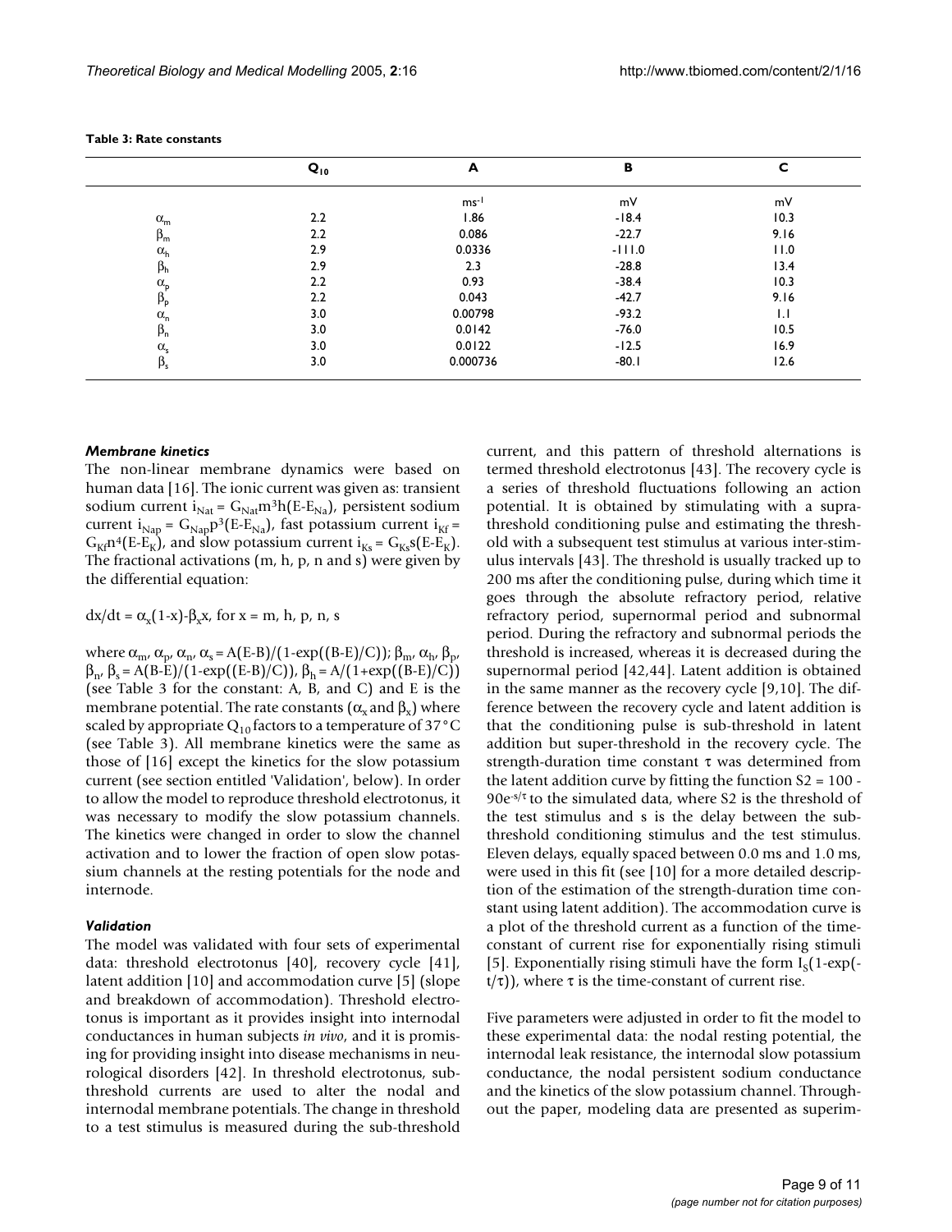**Table 3: Rate constants**

| | $Q_{10}$ | A | B | C |
|---|---|---|---|---|
| | | $ms^{-1}$ | mV | mV |
| $\alpha_m$ | 2.2 | 1.86 | -18.4 | 10.3 |
| $\beta_m$ | 2.2 | 0.086 | -22.7 | 9.16 |
| $\alpha_h$ | 2.9 | 0.0336 | -111.0 | 11.0 |
| $\beta_h$ | 2.9 | 2.3 | -28.8 | 13.4 |
| $\alpha_p$ | 2.2 | 0.93 | -38.4 | 10.3 |
| $\beta_p$ | 2.2 | 0.043 | -42.7 | 9.16 |
| $\alpha_n$ | 3.0 | 0.00798 | -93.2 | 1.1 |
| $\beta_n$ | 3.0 | 0.0142 | -76.0 | 10.5 |
| $\alpha_s$ | 3.0 | 0.0122 | -12.5 | 16.9 |
| $\beta_s$ | 3.0 | 0.000736 | -80.1 | 12.6 |

### *Membrane kinetics*

The non-linear membrane dynamics were based on human data [16]. The ionic current was given as: transient sodium current $i_{Nat} = G_{Nat}m^3h(E-E_{Na})$, persistent sodium current $i_{Nap} = G_{Nap}p^3(E-E_{Na})$, fast potassium current $i_{Kf} = G_{Kf}n^4(E-E_K)$, and slow potassium current $i_{Ks} = G_{Ks}s(E-E_K)$. The fractional activations (m, h, p, n and s) were given by the differential equation:

$$dx/dt = \alpha_x(1-x)-\beta_x x, \text{ for } x = m, h, p, n, s$$

where $\alpha_m$, $\alpha_p$, $\alpha_n$, $\alpha_s = A(E-B)/(1-\exp((B-E)/C))$; $\beta_m$, $\alpha_h$, $\beta_p$, $\beta_n$, $\beta_s = A(B-E)/(1-\exp((E-B)/C))$, $\beta_h = A/(1+\exp((B-E)/C))$ (see Table 3 for the constant: A, B, and C) and E is the membrane potential. The rate constants ($\alpha_x$ and $\beta_x$) where scaled by appropriate $Q_{10}$ factors to a temperature of 37°C (see Table 3). All membrane kinetics were the same as those of [16] except the kinetics for the slow potassium current (see section entitled 'Validation', below). In order to allow the model to reproduce threshold electrotonus, it was necessary to modify the slow potassium channels. The kinetics were changed in order to slow the channel activation and to lower the fraction of open slow potassium channels at the resting potentials for the node and internode.

### *Validation*

The model was validated with four sets of experimental data: threshold electrotonus [40], recovery cycle [41], latent addition [10] and accommodation curve [5] (slope and breakdown of accommodation). Threshold electrotonus is important as it provides insight into internodal conductances in human subjects *in vivo*, and it is promising for providing insight into disease mechanisms in neurological disorders [42]. In threshold electrotonus, subthreshold currents are used to alter the nodal and internodal membrane potentials. The change in threshold to a test stimulus is measured during the sub-threshold current, and this pattern of threshold alternations is termed threshold electrotonus [43]. The recovery cycle is a series of threshold fluctuations following an action potential. It is obtained by stimulating with a supra-threshold conditioning pulse and estimating the threshold with a subsequent test stimulus at various inter-stimulus intervals [43]. The threshold is usually tracked up to 200 ms after the conditioning pulse, during which time it goes through the absolute refractory period, relative refractory period, supernormal period and subnormal period. During the refractory and subnormal periods the threshold is increased, whereas it is decreased during the supernormal period [42,44]. Latent addition is obtained in the same manner as the recovery cycle [9,10]. The difference between the recovery cycle and latent addition is that the conditioning pulse is sub-threshold in latent addition but super-threshold in the recovery cycle. The strength-duration time constant τ was determined from the latent addition curve by fitting the function $S2 = 100 - 90e^{-s/\tau}$ to the simulated data, where S2 is the threshold of the test stimulus and s is the delay between the sub-threshold conditioning stimulus and the test stimulus. Eleven delays, equally spaced between 0.0 ms and 1.0 ms, were used in this fit (see [10] for a more detailed description of the estimation of the strength-duration time constant using latent addition). The accommodation curve is a plot of the threshold current as a function of the time-constant of current rise for exponentially rising stimuli [5]. Exponentially rising stimuli have the form $I_S(1-\exp(-t/\tau))$, where τ is the time-constant of current rise.

Five parameters were adjusted in order to fit the model to these experimental data: the nodal resting potential, the internodal leak resistance, the internodal slow potassium conductance, the nodal persistent sodium conductance and the kinetics of the slow potassium channel. Throughout the paper, modeling data are presented as superim-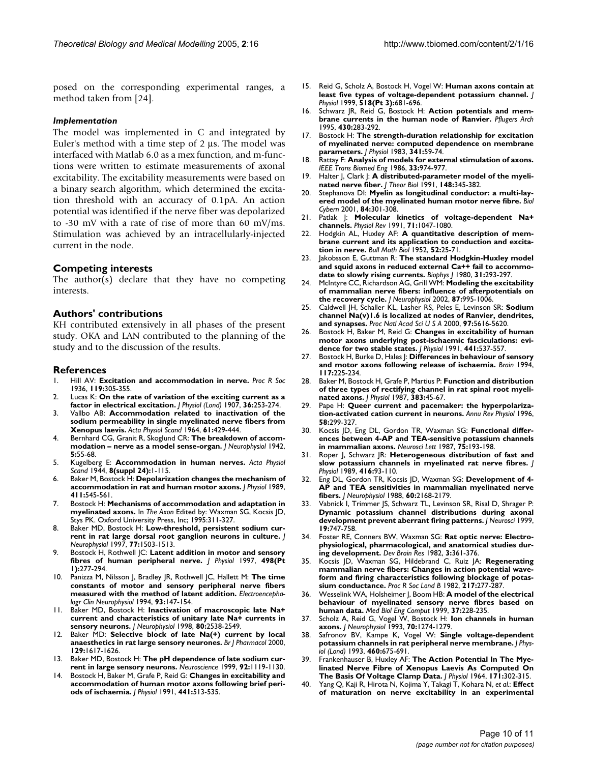posed on the corresponding experimental ranges, a method taken from [24].

### *Implementation*

The model was implemented in C and integrated by Euler's method with a time step of 2 µs. The model was interfaced with Matlab 6.0 as a mex function, and m-functions were written to estimate measurements of axonal excitability. The excitability measurements were based on a binary search algorithm, which determined the excitation threshold with an accuracy of 0.1pA. An action potential was identified if the nerve fiber was depolarized to -30 mV with a rate of rise of more than 60 mV/ms. Stimulation was achieved by an intracellularly-injected current in the node.

## Competing interests

The author(s) declare that they have no competing interests.

## Authors' contributions

KH contributed extensively in all phases of the present study. OKA and LAN contributed to the planning of the study and to the discussion of the results.

## References

1. Hill AV: **Excitation and accommodation in nerve.** *Proc R Soc* 1936, **119:**305-355.
2. Lucas K: **On the rate of variation of the exciting current as a factor in electrical excitation.** *J Physiol (Lond)* 1907, **36:**253-274.
3. Vallbo AB: **Accommodation related to inactivation of the sodium permeability in single myelinated nerve fibers from Xenopus laevis.** *Acta Physiol Scand* 1964, **61:**429-444.
4. Bernhard CG, Granit R, Skoglund CR: **The breakdown of accommodation – nerve as a model sense-organ.** *J Neurophysiol* 1942, **5:**55-68.
5. Kugelberg E: **Accommodation in human nerves.** *Acta Physiol Scand* 1944, **8(suppl 24):**1-115.
6. Baker M, Bostock H: **Depolarization changes the mechanism of accommodation in rat and human motor axons.** *J Physiol* 1989, **411:**545-561.
7. Bostock H: **Mechanisms of accommodation and adaptation in myelinated axons.** In *The Axon* Edited by: Waxman SG, Kocsis JD, Stys PK. Oxford University Press, Inc; 1995:311-327.
8. Baker MD, Bostock H: **Low-threshold, persistent sodium current in rat large dorsal root ganglion neurons in culture.** *J Neurophysiol* 1997, **77:**1503-1513.
9. Bostock H, Rothwell JC: **Latent addition in motor and sensory fibres of human peripheral nerve.** *J Physiol* 1997, **498(Pt 1):**277-294.
10. Panizza M, Nilsson J, Bradley JR, Rothwell JC, Hallett M: **The time constants of motor and sensory peripheral nerve fibers measured with the method of latent addition.** *Electroencephalogr Clin Neurophysiol* 1994, **93:**147-154.
11. Baker MD, Bostock H: **Inactivation of macroscopic late Na+ current and characteristics of unitary late Na+ currents in sensory neurons.** *J Neurophysiol* 1998, **80:**2538-2549.
12. Baker MD: **Selective block of late Na(+) current by local anaesthetics in rat large sensory neurones.** *Br J Pharmacol* 2000, **129:**1617-1626.
13. Baker MD, Bostock H: **The pH dependence of late sodium current in large sensory neurons.** *Neuroscience* 1999, **92:**1119-1130.
14. Bostock H, Baker M, Grafe P, Reid G: **Changes in excitability and accommodation of human motor axons following brief periods of ischaemia.** *J Physiol* 1991, **441:**513-535.
15. Reid G, Scholz A, Bostock H, Vogel W: **Human axons contain at least five types of voltage-dependent potassium channel.** *J Physiol* 1999, **518(Pt 3):**681-696.
16. Schwarz JR, Reid G, Bostock H: **Action potentials and membrane currents in the human node of Ranvier.** *Pflugers Arch* 1995, **430:**283-292.
17. Bostock H: **The strength-duration relationship for excitation of myelinated nerve: computed dependence on membrane parameters.** *J Physiol* 1983, **341:**59-74.
18. Rattay F: **Analysis of models for external stimulation of axons.** *IEEE Trans Biomed Eng* 1986, **33:**974-977.
19. Halter J, Clark J: **A distributed-parameter model of the myelinated nerve fiber.** *J Theor Biol* 1991, **148:**345-382.
20. Stephanova DI: **Myelin as longitudinal conductor: a multi-layered model of the myelinated human motor nerve fibre.** *Biol Cybern* 2001, **84:**301-308.
21. Patlak J: **Molecular kinetics of voltage-dependent Na+ channels.** *Physiol Rev* 1991, **71:**1047-1080.
22. Hodgkin AL, Huxley AF: **A quantitative description of membrane current and its application to conduction and excitation in nerve.** *Bull Math Biol* 1952, **52:**25-71.
23. Jakobsson E, Guttman R: **The standard Hodgkin-Huxley model and squid axons in reduced external Ca++ fail to accommodate to slowly rising currents.** *Biophys J* 1980, **31:**293-297.
24. McIntyre CC, Richardson AG, Grill WM: **Modeling the excitability of mammalian nerve fibers: influence of afterpotentials on the recovery cycle.** *J Neurophysiol* 2002, **87:**995-1006.
25. Caldwell JH, Schaller KL, Lasher RS, Peles E, Levinson SR: **Sodium channel Na(v)1.6 is localized at nodes of Ranvier, dendrites, and synapses.** *Proc Natl Acad Sci U S A* 2000, **97:**5616-5620.
26. Bostock H, Baker M, Reid G: **Changes in excitability of human motor axons underlying post-ischaemic fasciculations: evidence for two stable states.** *J Physiol* 1991, **441:**537-557.
27. Bostock H, Burke D, Hales J: **Differences in behaviour of sensory and motor axons following release of ischaemia.** *Brain* 1994, **117:**225-234.
28. Baker M, Bostock H, Grafe P, Martius P: **Function and distribution of three types of rectifying channel in rat spinal root myelinated axons.** *J Physiol* 1987, **383:**45-67.
29. Pape H: **Queer current and pacemaker: the hyperpolarization-activated cation current in neurons.** *Annu Rev Physiol* 1996, **58:**299-327.
30. Kocsis JD, Eng DL, Gordon TR, Waxman SG: **Functional differences between 4-AP and TEA-sensitive potassium channels in mammalian axons.** *Neurosci Lett* 1987, **75:**193-198.
31. Roper J, Schwarz JR: **Heterogeneous distribution of fast and slow potassium channels in myelinated rat nerve fibres.** *J Physiol* 1989, **416:**93-110.
32. Eng DL, Gordon TR, Kocsis JD, Waxman SG: **Development of 4-AP and TEA sensitivities in mammalian myelinated nerve fibers.** *J Neurophysiol* 1988, **60:**2168-2179.
33. Vabnick I, Trimmer JS, Schwarz TL, Levinson SR, Risal D, Shrager P: **Dynamic potassium channel distributions during axonal development prevent aberrant firing patterns.** *J Neurosci* 1999, **19:**747-758.
34. Foster RE, Conners BW, Waxman SG: **Rat optic nerve: Electrophysiological, pharmacological, and anatomical studies during development.** *Dev Brain Res* 1982, **3:**361-376.
35. Kocsis JD, Waxman SG, Hildebrand C, Ruiz JA: **Regenerating mammalian nerve fibers: Changes in action potential waveform and firing characteristics following blockage of potassium conductance.** *Proc R Soc Lond B* 1982, **217:**277-287.
36. Wesselink WA, Holsheimer J, Boom HB: **A model of the electrical behaviour of myelinated sensory nerve fibres based on human data.** *Med Biol Eng Comput* 1999, **37:**228-235.
37. Scholz A, Reid G, Vogel W, Bostock H: **Ion channels in human axons.** *J Neurophysiol* 1993, **70:**1274-1279.
38. Safronov BV, Kampe K, Vogel W: **Single voltage-dependent potassium channels in rat peripheral nerve membrane.** *J Physiol (Lond)* 1993, **460:**675-691.
39. Frankenhaeuser B, Huxley AF: **The Action Potential In The Myelinated Nerve Fibre of Xenopus Laevis As Computed On The Basis Of Voltage Clamp Data.** *J Physiol* 1964, **171:**302-315.
40. Yang Q, Kaji R, Hirota N, Kojima Y, Takagi T, Kohara N, *et al.*: **Effect of maturation on nerve excitability in an experimental**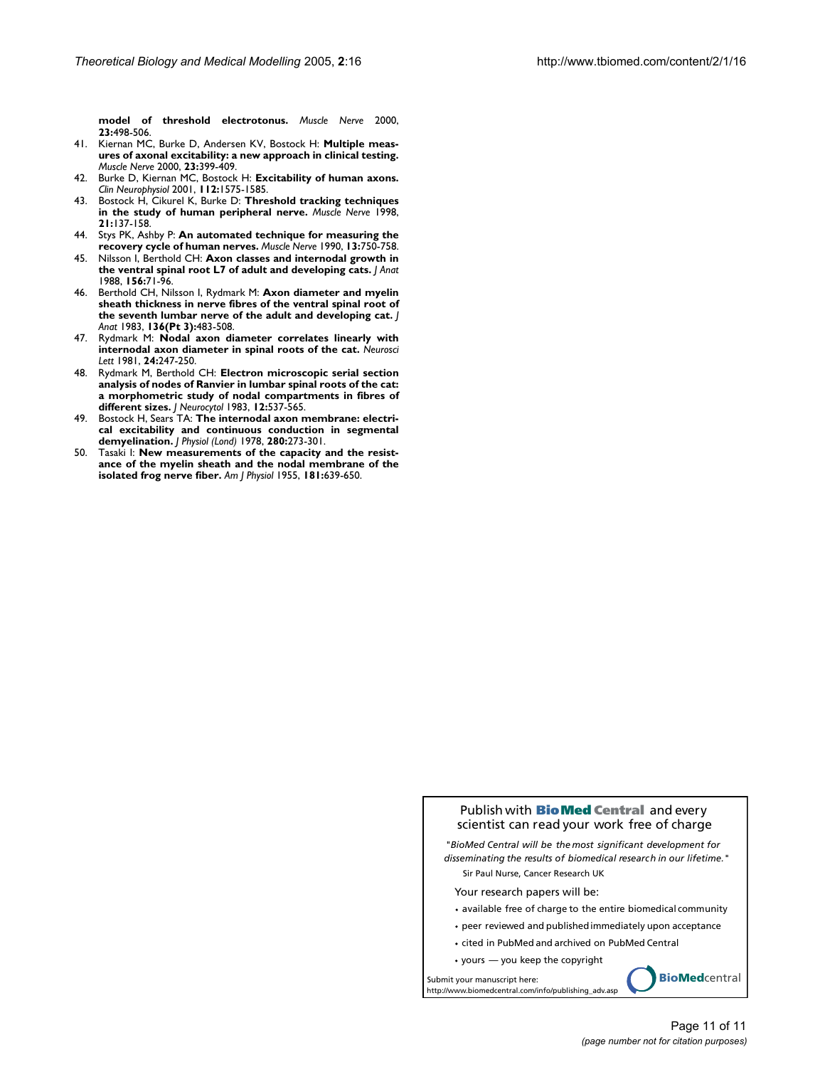model of threshold electrotonus. *Muscle Nerve* 2000, **23:**498-506.

41. Kiernan MC, Burke D, Andersen KV, Bostock H: **Multiple measures of axonal excitability: a new approach in clinical testing.** *Muscle Nerve* 2000, **23:**399-409.
42. Burke D, Kiernan MC, Bostock H: **Excitability of human axons.** *Clin Neurophysiol* 2001, **112:**1575-1585.
43. Bostock H, Cikurel K, Burke D: **Threshold tracking techniques in the study of human peripheral nerve.** *Muscle Nerve* 1998, **21:**137-158.
44. Stys PK, Ashby P: **An automated technique for measuring the recovery cycle of human nerves.** *Muscle Nerve* 1990, **13:**750-758.
45. Nilsson I, Berthold CH: **Axon classes and internodal growth in the ventral spinal root L7 of adult and developing cats.** *J Anat* 1988, **156:**71-96.
46. Berthold CH, Nilsson I, Rydmark M: **Axon diameter and myelin sheath thickness in nerve fibres of the ventral spinal root of the seventh lumbar nerve of the adult and developing cat.** *J Anat* 1983, **136(Pt 3):**483-508.
47. Rydmark M: **Nodal axon diameter correlates linearly with internodal axon diameter in spinal roots of the cat.** *Neurosci Lett* 1981, **24:**247-250.
48. Rydmark M, Berthold CH: **Electron microscopic serial section analysis of nodes of Ranvier in lumbar spinal roots of the cat: a morphometric study of nodal compartments in fibres of different sizes.** *J Neurocytol* 1983, **12:**537-565.
49. Bostock H, Sears TA: **The internodal axon membrane: electrical excitability and continuous conduction in segmental demyelination.** *J Physiol (Lond)* 1978, **280:**273-301.
50. Tasaki I: **New measurements of the capacity and the resistance of the myelin sheath and the nodal membrane of the isolated frog nerve fiber.** *Am J Physiol* 1955, **181:**639-650.